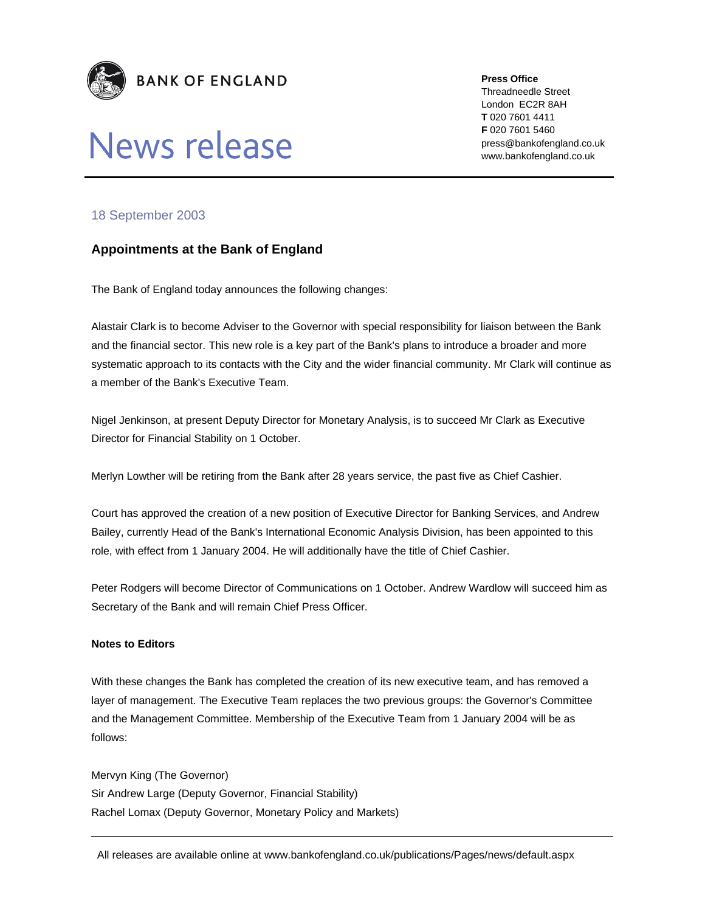**BANK OF ENGLAND**

# News release

**Press Office**
Threadneedle Street
London EC2R 8AH
**T** 020 7601 4411
**F** 020 7601 5460
press@bankofengland.co.uk
www.bankofengland.co.uk

18 September 2003

## Appointments at the Bank of England

The Bank of England today announces the following changes:

Alastair Clark is to become Adviser to the Governor with special responsibility for liaison between the Bank and the financial sector. This new role is a key part of the Bank's plans to introduce a broader and more systematic approach to its contacts with the City and the wider financial community. Mr Clark will continue as a member of the Bank's Executive Team.

Nigel Jenkinson, at present Deputy Director for Monetary Analysis, is to succeed Mr Clark as Executive Director for Financial Stability on 1 October.

Merlyn Lowther will be retiring from the Bank after 28 years service, the past five as Chief Cashier.

Court has approved the creation of a new position of Executive Director for Banking Services, and Andrew Bailey, currently Head of the Bank's International Economic Analysis Division, has been appointed to this role, with effect from 1 January 2004. He will additionally have the title of Chief Cashier.

Peter Rodgers will become Director of Communications on 1 October. Andrew Wardlow will succeed him as Secretary of the Bank and will remain Chief Press Officer.

**Notes to Editors**

With these changes the Bank has completed the creation of its new executive team, and has removed a layer of management. The Executive Team replaces the two previous groups: the Governor's Committee and the Management Committee. Membership of the Executive Team from 1 January 2004 will be as follows:

Mervyn King (The Governor)
Sir Andrew Large (Deputy Governor, Financial Stability)
Rachel Lomax (Deputy Governor, Monetary Policy and Markets)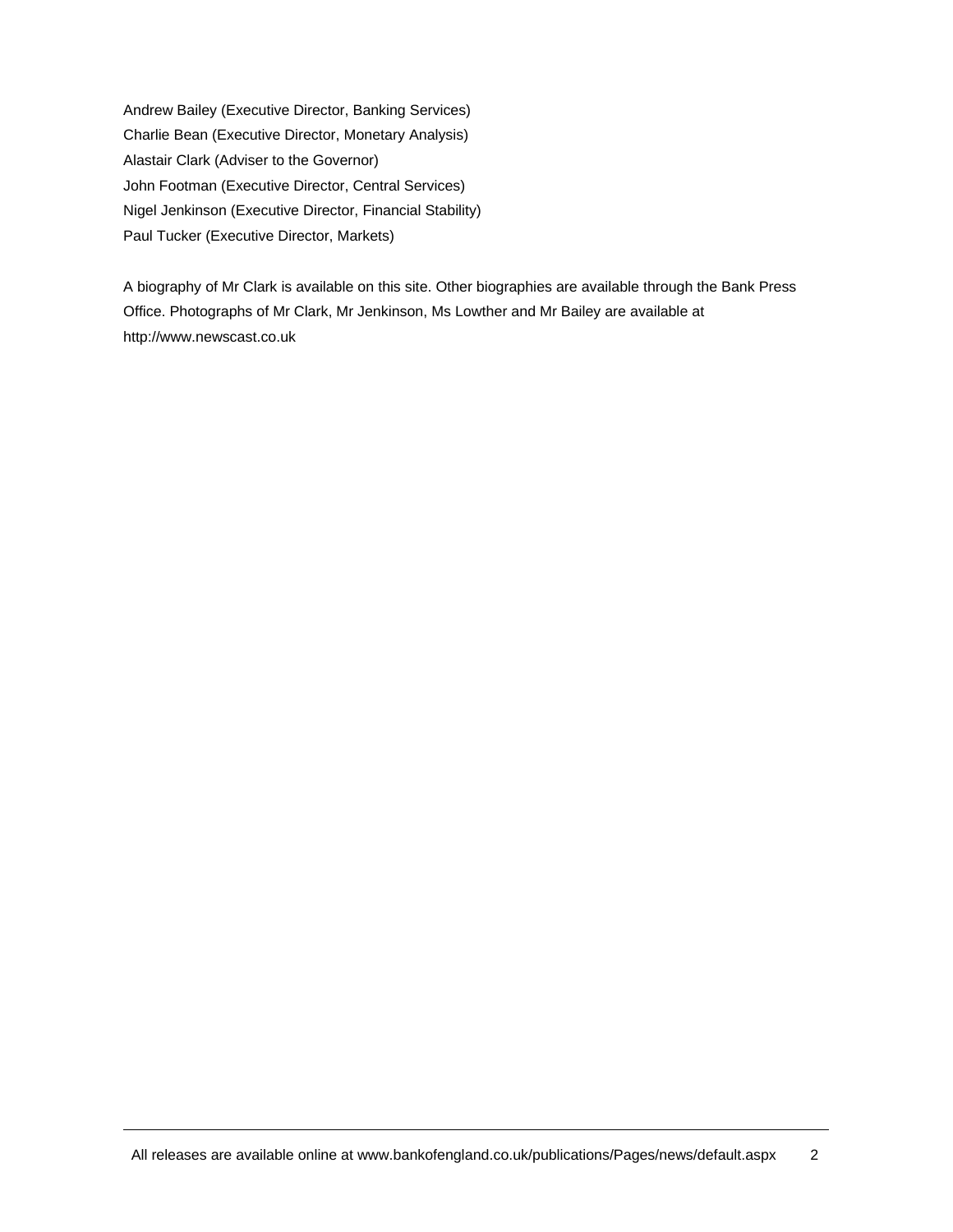Andrew Bailey (Executive Director, Banking Services)
Charlie Bean (Executive Director, Monetary Analysis)
Alastair Clark (Adviser to the Governor)
John Footman (Executive Director, Central Services)
Nigel Jenkinson (Executive Director, Financial Stability)
Paul Tucker (Executive Director, Markets)

A biography of Mr Clark is available on this site. Other biographies are available through the Bank Press Office. Photographs of Mr Clark, Mr Jenkinson, Ms Lowther and Mr Bailey are available at http://www.newscast.co.uk